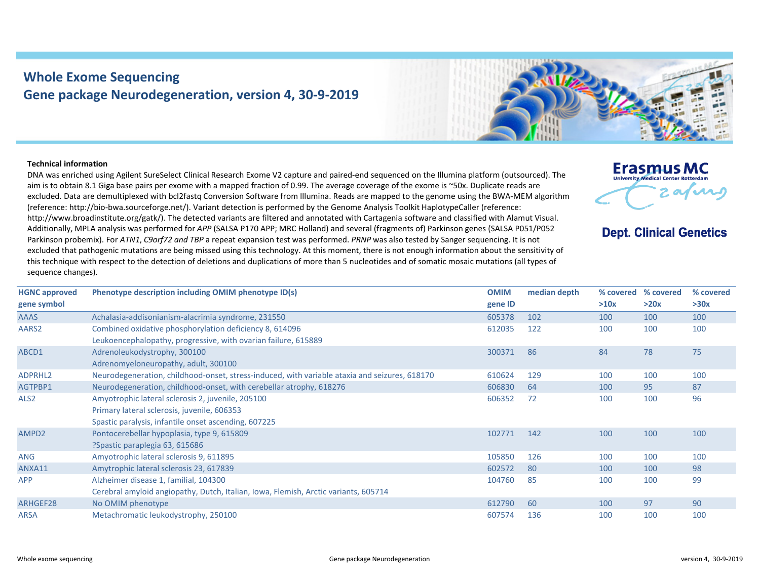# Whole Exome Sequencing
## Gene package Neurodegeneration, version 4, 30-9-2019

Erasmus MC
University Medical Center Rotterdam

**Dept. Clinical Genetics**

**Technical information**

DNA was enriched using Agilent SureSelect Clinical Research Exome V2 capture and paired-end sequenced on the Illumina platform (outsourced). The aim is to obtain 8.1 Giga base pairs per exome with a mapped fraction of 0.99. The average coverage of the exome is ~50x. Duplicate reads are excluded. Data are demultiplexed with bcl2fastq Conversion Software from Illumina. Reads are mapped to the genome using the BWA-MEM algorithm (reference: http://bio-bwa.sourceforge.net/). Variant detection is performed by the Genome Analysis Toolkit HaplotypeCaller (reference: http://www.broadinstitute.org/gatk/). The detected variants are filtered and annotated with Cartagenia software and classified with Alamut Visual. Additionally, MPLA analysis was performed for *APP* (SALSA P170 APP; MRC Holland) and several (fragments of) Parkinson genes (SALSA P051/P052 Parkinson probemix). For *ATN1*, *C9orf72 and TBP* a repeat expansion test was performed. *PRNP* was also tested by Sanger sequencing. It is not excluded that pathogenic mutations are being missed using this technology. At this moment, there is not enough information about the sensitivity of this technique with respect to the detection of deletions and duplications of more than 5 nucleotides and of somatic mosaic mutations (all types of sequence changes).

| HGNC approved gene symbol | Phenotype description including OMIM phenotype ID(s) | OMIM gene ID | median depth | % covered >10x | % covered >20x | % covered >30x |
|---|---|---|---|---|---|---|
| AAAS | Achalasia-addisonianism-alacrimia syndrome, 231550 | 605378 | 102 | 100 | 100 | 100 |
| AARS2 | Combined oxidative phosphorylation deficiency 8, 614096<br>Leukoencephalopathy, progressive, with ovarian failure, 615889 | 612035 | 122 | 100 | 100 | 100 |
| ABCD1 | Adrenoleukodystrophy, 300100<br>Adrenomyeloneuropathy, adult, 300100 | 300371 | 86 | 84 | 78 | 75 |
| ADPRHL2 | Neurodegeneration, childhood-onset, stress-induced, with variable ataxia and seizures, 618170 | 610624 | 129 | 100 | 100 | 100 |
| AGTPBP1 | Neurodegeneration, childhood-onset, with cerebellar atrophy, 618276 | 606830 | 64 | 100 | 95 | 87 |
| ALS2 | Amyotrophic lateral sclerosis 2, juvenile, 205100<br>Primary lateral sclerosis, juvenile, 606353<br>Spastic paralysis, infantile onset ascending, 607225 | 606352 | 72 | 100 | 100 | 96 |
| AMPD2 | Pontocerebellar hypoplasia, type 9, 615809<br>?Spastic paraplegia 63, 615686 | 102771 | 142 | 100 | 100 | 100 |
| ANG | Amyotrophic lateral sclerosis 9, 611895 | 105850 | 126 | 100 | 100 | 100 |
| ANXA11 | Amytrophic lateral sclerosis 23, 617839 | 602572 | 80 | 100 | 100 | 98 |
| APP | Alzheimer disease 1, familial, 104300<br>Cerebral amyloid angiopathy, Dutch, Italian, Iowa, Flemish, Arctic variants, 605714 | 104760 | 85 | 100 | 100 | 99 |
| ARHGEF28 | No OMIM phenotype | 612790 | 60 | 100 | 97 | 90 |
| ARSA | Metachromatic leukodystrophy, 250100 | 607574 | 136 | 100 | 100 | 100 |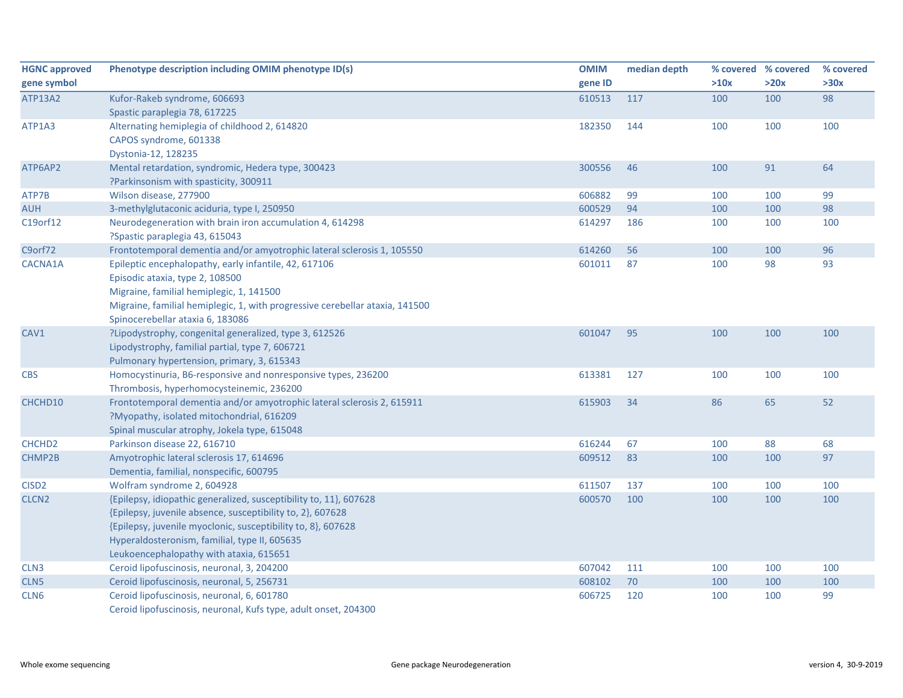| HGNC approved gene symbol | Phenotype description including OMIM phenotype ID(s) | OMIM gene ID | median depth | % covered >10x | % covered >20x | % covered >30x |
|---|---|---|---|---|---|---|
| ATP13A2 | Kufor-Rakeb syndrome, 606693<br>Spastic paraplegia 78, 617225 | 610513 | 117 | 100 | 100 | 98 |
| ATP1A3 | Alternating hemiplegia of childhood 2, 614820<br>CAPOS syndrome, 601338<br>Dystonia-12, 128235 | 182350 | 144 | 100 | 100 | 100 |
| ATP6AP2 | Mental retardation, syndromic, Hedera type, 300423<br>?Parkinsonism with spasticity, 300911 | 300556 | 46 | 100 | 91 | 64 |
| ATP7B | Wilson disease, 277900 | 606882 | 99 | 100 | 100 | 99 |
| AUH | 3-methylglutaconic aciduria, type I, 250950 | 600529 | 94 | 100 | 100 | 98 |
| C19orf12 | Neurodegeneration with brain iron accumulation 4, 614298<br>?Spastic paraplegia 43, 615043 | 614297 | 186 | 100 | 100 | 100 |
| C9orf72 | Frontotemporal dementia and/or amyotrophic lateral sclerosis 1, 105550 | 614260 | 56 | 100 | 100 | 96 |
| CACNA1A | Epileptic encephalopathy, early infantile, 42, 617106<br>Episodic ataxia, type 2, 108500<br>Migraine, familial hemiplegic, 1, 141500<br>Migraine, familial hemiplegic, 1, with progressive cerebellar ataxia, 141500<br>Spinocerebellar ataxia 6, 183086 | 601011 | 87 | 100 | 98 | 93 |
| CAV1 | ?Lipodystrophy, congenital generalized, type 3, 612526<br>Lipodystrophy, familial partial, type 7, 606721<br>Pulmonary hypertension, primary, 3, 615343 | 601047 | 95 | 100 | 100 | 100 |
| CBS | Homocystinuria, B6-responsive and nonresponsive types, 236200<br>Thrombosis, hyperhomocysteinemic, 236200 | 613381 | 127 | 100 | 100 | 100 |
| CHCHD10 | Frontotemporal dementia and/or amyotrophic lateral sclerosis 2, 615911<br>?Myopathy, isolated mitochondrial, 616209<br>Spinal muscular atrophy, Jokela type, 615048 | 615903 | 34 | 86 | 65 | 52 |
| CHCHD2 | Parkinson disease 22, 616710 | 616244 | 67 | 100 | 88 | 68 |
| CHMP2B | Amyotrophic lateral sclerosis 17, 614696<br>Dementia, familial, nonspecific, 600795 | 609512 | 83 | 100 | 100 | 97 |
| CISD2 | Wolfram syndrome 2, 604928 | 611507 | 137 | 100 | 100 | 100 |
| CLCN2 | {Epilepsy, idiopathic generalized, susceptibility to, 11}, 607628<br>{Epilepsy, juvenile absence, susceptibility to, 2}, 607628<br>{Epilepsy, juvenile myoclonic, susceptibility to, 8}, 607628<br>Hyperaldosteronism, familial, type II, 605635<br>Leukoencephalopathy with ataxia, 615651 | 600570 | 100 | 100 | 100 | 100 |
| CLN3 | Ceroid lipofuscinosis, neuronal, 3, 204200 | 607042 | 111 | 100 | 100 | 100 |
| CLN5 | Ceroid lipofuscinosis, neuronal, 5, 256731 | 608102 | 70 | 100 | 100 | 100 |
| CLN6 | Ceroid lipofuscinosis, neuronal, 6, 601780<br>Ceroid lipofuscinosis, neuronal, Kufs type, adult onset, 204300 | 606725 | 120 | 100 | 100 | 99 |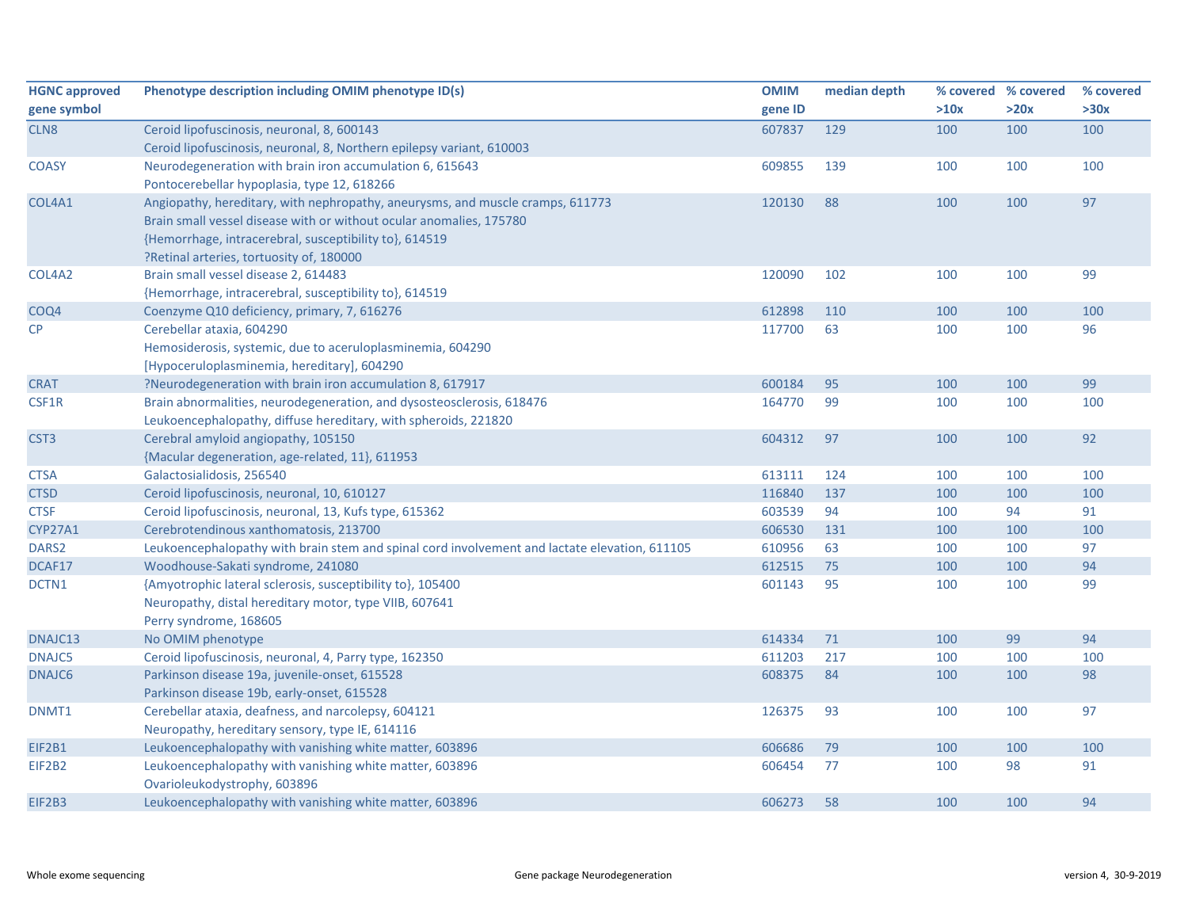| HGNC approved gene symbol | Phenotype description including OMIM phenotype ID(s) | OMIM gene ID | median depth | % covered >10x | % covered >20x | % covered >30x |
|---|---|---|---|---|---|---|
| CLN8 | Ceroid lipofuscinosis, neuronal, 8, 600143<br>Ceroid lipofuscinosis, neuronal, 8, Northern epilepsy variant, 610003 | 607837 | 129 | 100 | 100 | 100 |
| COASY | Neurodegeneration with brain iron accumulation 6, 615643<br>Pontocerebellar hypoplasia, type 12, 618266 | 609855 | 139 | 100 | 100 | 100 |
| COL4A1 | Angiopathy, hereditary, with nephropathy, aneurysms, and muscle cramps, 611773<br>Brain small vessel disease with or without ocular anomalies, 175780<br>{Hemorrhage, intracerebral, susceptibility to}, 614519<br>?Retinal arteries, tortuosity of, 180000 | 120130 | 88 | 100 | 100 | 97 |
| COL4A2 | Brain small vessel disease 2, 614483<br>{Hemorrhage, intracerebral, susceptibility to}, 614519 | 120090 | 102 | 100 | 100 | 99 |
| COQ4 | Coenzyme Q10 deficiency, primary, 7, 616276 | 612898 | 110 | 100 | 100 | 100 |
| CP | Cerebellar ataxia, 604290<br>Hemosiderosis, systemic, due to aceruloplasminemia, 604290<br>[Hypoceruloplasminemia, hereditary], 604290 | 117700 | 63 | 100 | 100 | 96 |
| CRAT | ?Neurodegeneration with brain iron accumulation 8, 617917 | 600184 | 95 | 100 | 100 | 99 |
| CSF1R | Brain abnormalities, neurodegeneration, and dysosteosclerosis, 618476<br>Leukoencephalopathy, diffuse hereditary, with spheroids, 221820 | 164770 | 99 | 100 | 100 | 100 |
| CST3 | Cerebral amyloid angiopathy, 105150<br>{Macular degeneration, age-related, 11}, 611953 | 604312 | 97 | 100 | 100 | 92 |
| CTSA | Galactosialidosis, 256540 | 613111 | 124 | 100 | 100 | 100 |
| CTSD | Ceroid lipofuscinosis, neuronal, 10, 610127 | 116840 | 137 | 100 | 100 | 100 |
| CTSF | Ceroid lipofuscinosis, neuronal, 13, Kufs type, 615362 | 603539 | 94 | 100 | 94 | 91 |
| CYP27A1 | Cerebrotendinous xanthomatosis, 213700 | 606530 | 131 | 100 | 100 | 100 |
| DARS2 | Leukoencephalopathy with brain stem and spinal cord involvement and lactate elevation, 611105 | 610956 | 63 | 100 | 100 | 97 |
| DCAF17 | Woodhouse-Sakati syndrome, 241080 | 612515 | 75 | 100 | 100 | 94 |
| DCTN1 | {Amyotrophic lateral sclerosis, susceptibility to}, 105400<br>Neuropathy, distal hereditary motor, type VIIB, 607641<br>Perry syndrome, 168605 | 601143 | 95 | 100 | 100 | 99 |
| DNAJC13 | No OMIM phenotype | 614334 | 71 | 100 | 99 | 94 |
| DNAJC5 | Ceroid lipofuscinosis, neuronal, 4, Parry type, 162350 | 611203 | 217 | 100 | 100 | 100 |
| DNAJC6 | Parkinson disease 19a, juvenile-onset, 615528<br>Parkinson disease 19b, early-onset, 615528 | 608375 | 84 | 100 | 100 | 98 |
| DNMT1 | Cerebellar ataxia, deafness, and narcolepsy, 604121<br>Neuropathy, hereditary sensory, type IE, 614116 | 126375 | 93 | 100 | 100 | 97 |
| EIF2B1 | Leukoencephalopathy with vanishing white matter, 603896 | 606686 | 79 | 100 | 100 | 100 |
| EIF2B2 | Leukoencephalopathy with vanishing white matter, 603896<br>Ovarioleukodystrophy, 603896 | 606454 | 77 | 100 | 98 | 91 |
| EIF2B3 | Leukoencephalopathy with vanishing white matter, 603896 | 606273 | 58 | 100 | 100 | 94 |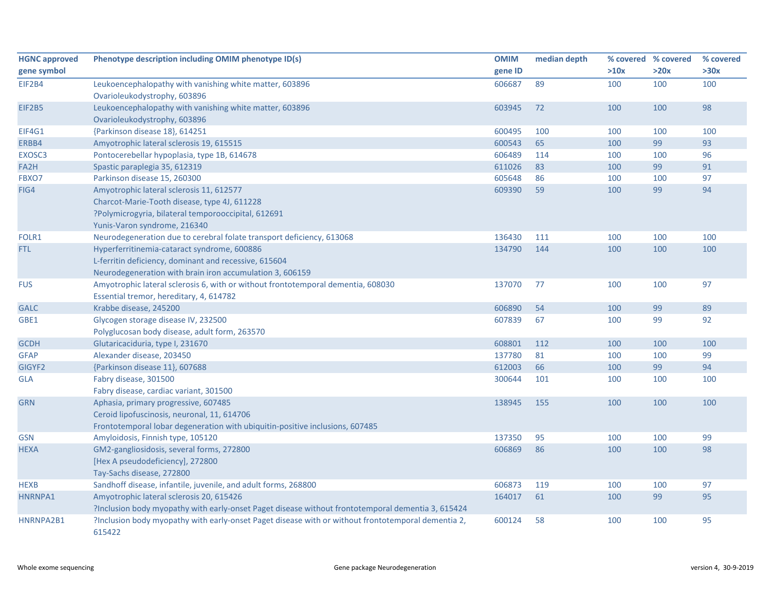| HGNC approved gene symbol | Phenotype description including OMIM phenotype ID(s) | OMIM gene ID | median depth | % covered >10x | % covered >20x | % covered >30x |
|---|---|---|---|---|---|---|
| EIF2B4 | Leukoencephalopathy with vanishing white matter, 603896<br>Ovarioleukodystrophy, 603896 | 606687 | 89 | 100 | 100 | 100 |
| EIF2B5 | Leukoencephalopathy with vanishing white matter, 603896<br>Ovarioleukodystrophy, 603896 | 603945 | 72 | 100 | 100 | 98 |
| EIF4G1 | {Parkinson disease 18}, 614251 | 600495 | 100 | 100 | 100 | 100 |
| ERBB4 | Amyotrophic lateral sclerosis 19, 615515 | 600543 | 65 | 100 | 99 | 93 |
| EXOSC3 | Pontocerebellar hypoplasia, type 1B, 614678 | 606489 | 114 | 100 | 100 | 96 |
| FA2H | Spastic paraplegia 35, 612319 | 611026 | 83 | 100 | 99 | 91 |
| FBXO7 | Parkinson disease 15, 260300 | 605648 | 86 | 100 | 100 | 97 |
| FIG4 | Amyotrophic lateral sclerosis 11, 612577<br>Charcot-Marie-Tooth disease, type 4J, 611228<br>?Polymicrogyria, bilateral temporooccipital, 612691<br>Yunis-Varon syndrome, 216340 | 609390 | 59 | 100 | 99 | 94 |
| FOLR1 | Neurodegeneration due to cerebral folate transport deficiency, 613068 | 136430 | 111 | 100 | 100 | 100 |
| FTL | Hyperferritinemia-cataract syndrome, 600886<br>L-ferritin deficiency, dominant and recessive, 615604<br>Neurodegeneration with brain iron accumulation 3, 606159 | 134790 | 144 | 100 | 100 | 100 |
| FUS | Amyotrophic lateral sclerosis 6, with or without frontotemporal dementia, 608030<br>Essential tremor, hereditary, 4, 614782 | 137070 | 77 | 100 | 100 | 97 |
| GALC | Krabbe disease, 245200 | 606890 | 54 | 100 | 99 | 89 |
| GBE1 | Glycogen storage disease IV, 232500<br>Polyglucosan body disease, adult form, 263570 | 607839 | 67 | 100 | 99 | 92 |
| GCDH | Glutaricaciduria, type I, 231670 | 608801 | 112 | 100 | 100 | 100 |
| GFAP | Alexander disease, 203450 | 137780 | 81 | 100 | 100 | 99 |
| GIGYF2 | {Parkinson disease 11}, 607688 | 612003 | 66 | 100 | 99 | 94 |
| GLA | Fabry disease, 301500<br>Fabry disease, cardiac variant, 301500 | 300644 | 101 | 100 | 100 | 100 |
| GRN | Aphasia, primary progressive, 607485<br>Ceroid lipofuscinosis, neuronal, 11, 614706<br>Frontotemporal lobar degeneration with ubiquitin-positive inclusions, 607485 | 138945 | 155 | 100 | 100 | 100 |
| GSN | Amyloidosis, Finnish type, 105120 | 137350 | 95 | 100 | 100 | 99 |
| HEXA | GM2-gangliosidosis, several forms, 272800<br>[Hex A pseudodeficiency], 272800<br>Tay-Sachs disease, 272800 | 606869 | 86 | 100 | 100 | 98 |
| HEXB | Sandhoff disease, infantile, juvenile, and adult forms, 268800 | 606873 | 119 | 100 | 100 | 97 |
| HNRNPA1 | Amyotrophic lateral sclerosis 20, 615426<br>?Inclusion body myopathy with early-onset Paget disease without frontotemporal dementia 3, 615424 | 164017 | 61 | 100 | 99 | 95 |
| HNRNPA2B1 | ?Inclusion body myopathy with early-onset Paget disease with or without frontotemporal dementia 2, 615422 | 600124 | 58 | 100 | 100 | 95 |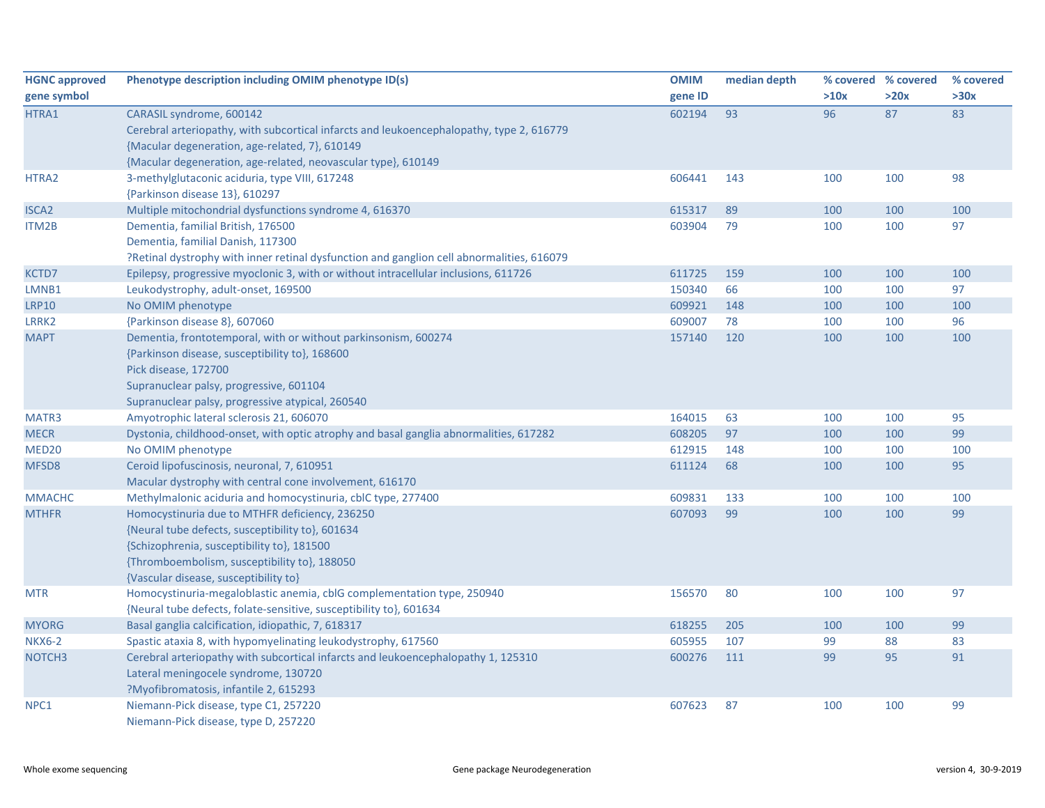| HGNC approved gene symbol | Phenotype description including OMIM phenotype ID(s) | OMIM gene ID | median depth | % covered >10x | % covered >20x | % covered >30x |
|---|---|---|---|---|---|---|
| HTRA1 | CARASIL syndrome, 600142<br>Cerebral arteriopathy, with subcortical infarcts and leukoencephalopathy, type 2, 616779<br>{Macular degeneration, age-related, 7}, 610149<br>{Macular degeneration, age-related, neovascular type}, 610149 | 602194 | 93 | 96 | 87 | 83 |
| HTRA2 | 3-methylglutaconic aciduria, type VIII, 617248<br>{Parkinson disease 13}, 610297 | 606441 | 143 | 100 | 100 | 98 |
| ISCA2 | Multiple mitochondrial dysfunctions syndrome 4, 616370 | 615317 | 89 | 100 | 100 | 100 |
| ITM2B | Dementia, familial British, 176500<br>Dementia, familial Danish, 117300<br>?Retinal dystrophy with inner retinal dysfunction and ganglion cell abnormalities, 616079 | 603904 | 79 | 100 | 100 | 97 |
| KCTD7 | Epilepsy, progressive myoclonic 3, with or without intracellular inclusions, 611726 | 611725 | 159 | 100 | 100 | 100 |
| LMNB1 | Leukodystrophy, adult-onset, 169500 | 150340 | 66 | 100 | 100 | 97 |
| LRP10 | No OMIM phenotype | 609921 | 148 | 100 | 100 | 100 |
| LRRK2 | {Parkinson disease 8}, 607060 | 609007 | 78 | 100 | 100 | 96 |
| MAPT | Dementia, frontotemporal, with or without parkinsonism, 600274<br>{Parkinson disease, susceptibility to}, 168600<br>Pick disease, 172700<br>Supranuclear palsy, progressive, 601104<br>Supranuclear palsy, progressive atypical, 260540 | 157140 | 120 | 100 | 100 | 100 |
| MATR3 | Amyotrophic lateral sclerosis 21, 606070 | 164015 | 63 | 100 | 100 | 95 |
| MECR | Dystonia, childhood-onset, with optic atrophy and basal ganglia abnormalities, 617282 | 608205 | 97 | 100 | 100 | 99 |
| MED20 | No OMIM phenotype | 612915 | 148 | 100 | 100 | 100 |
| MFSD8 | Ceroid lipofuscinosis, neuronal, 7, 610951<br>Macular dystrophy with central cone involvement, 616170 | 611124 | 68 | 100 | 100 | 95 |
| MMACHC | Methylmalonic aciduria and homocystinuria, cblC type, 277400 | 609831 | 133 | 100 | 100 | 100 |
| MTHFR | Homocystinuria due to MTHFR deficiency, 236250<br>{Neural tube defects, susceptibility to}, 601634<br>{Schizophrenia, susceptibility to}, 181500<br>{Thromboembolism, susceptibility to}, 188050<br>{Vascular disease, susceptibility to} | 607093 | 99 | 100 | 100 | 99 |
| MTR | Homocystinuria-megaloblastic anemia, cblG complementation type, 250940<br>{Neural tube defects, folate-sensitive, susceptibility to}, 601634 | 156570 | 80 | 100 | 100 | 97 |
| MYORG | Basal ganglia calcification, idiopathic, 7, 618317 | 618255 | 205 | 100 | 100 | 99 |
| NKX6-2 | Spastic ataxia 8, with hypomyelinating leukodystrophy, 617560 | 605955 | 107 | 99 | 88 | 83 |
| NOTCH3 | Cerebral arteriopathy with subcortical infarcts and leukoencephalopathy 1, 125310<br>Lateral meningocele syndrome, 130720<br>?Myofibromatosis, infantile 2, 615293 | 600276 | 111 | 99 | 95 | 91 |
| NPC1 | Niemann-Pick disease, type C1, 257220<br>Niemann-Pick disease, type D, 257220 | 607623 | 87 | 100 | 100 | 99 |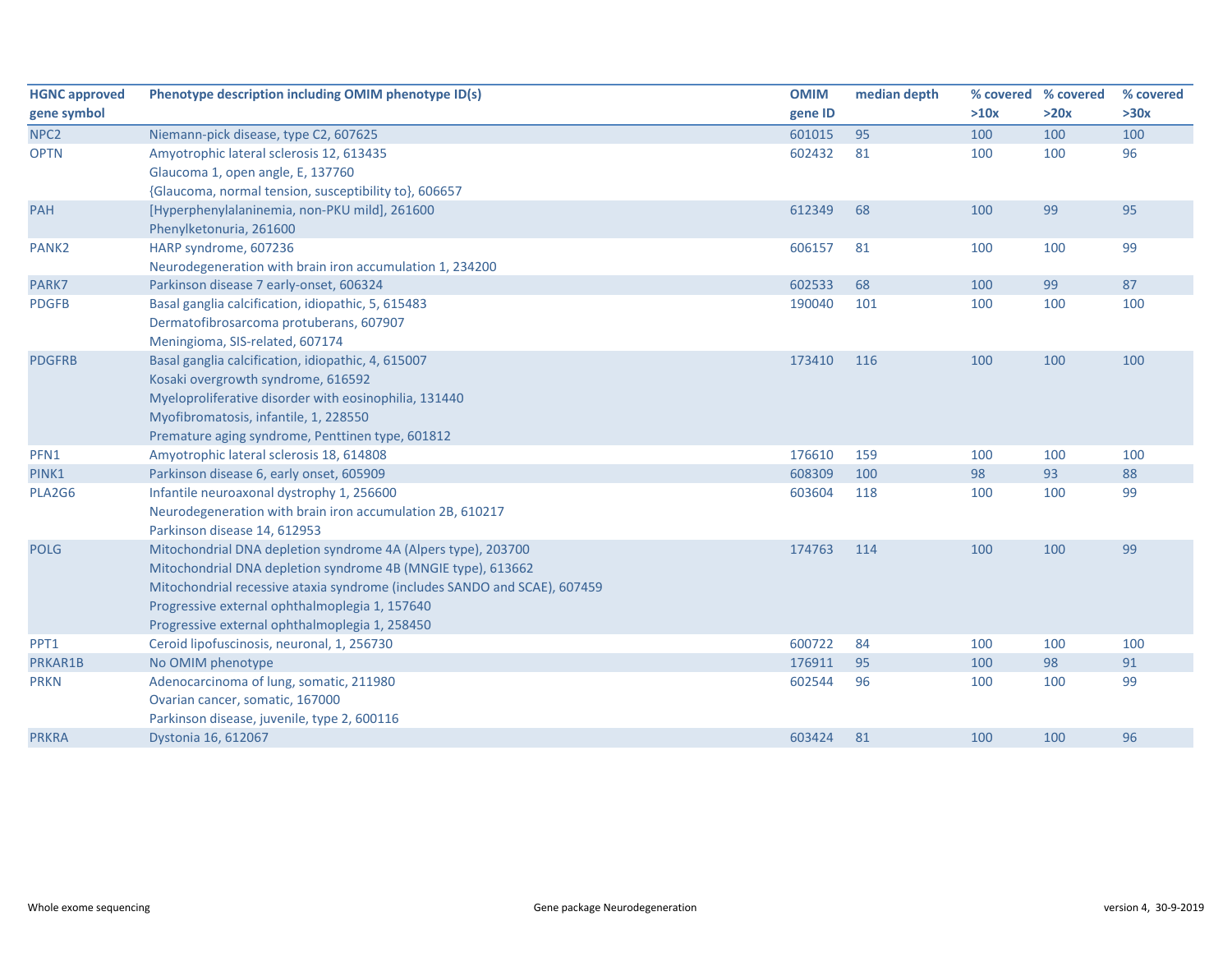| HGNC approved gene symbol | Phenotype description including OMIM phenotype ID(s) | OMIM gene ID | median depth | % covered >10x | % covered >20x | % covered >30x |
|---|---|---|---|---|---|---|
| NPC2 | Niemann-pick disease, type C2, 607625 | 601015 | 95 | 100 | 100 | 100 |
| OPTN | Amyotrophic lateral sclerosis 12, 613435<br>Glaucoma 1, open angle, E, 137760<br>{Glaucoma, normal tension, susceptibility to}, 606657 | 602432 | 81 | 100 | 100 | 96 |
| PAH | [Hyperphenylalaninemia, non-PKU mild], 261600<br>Phenylketonuria, 261600 | 612349 | 68 | 100 | 99 | 95 |
| PANK2 | HARP syndrome, 607236<br>Neurodegeneration with brain iron accumulation 1, 234200 | 606157 | 81 | 100 | 100 | 99 |
| PARK7 | Parkinson disease 7 early-onset, 606324 | 602533 | 68 | 100 | 99 | 87 |
| PDGFB | Basal ganglia calcification, idiopathic, 5, 615483<br>Dermatofibrosarcoma protuberans, 607907<br>Meningioma, SIS-related, 607174 | 190040 | 101 | 100 | 100 | 100 |
| PDGFRB | Basal ganglia calcification, idiopathic, 4, 615007<br>Kosaki overgrowth syndrome, 616592<br>Myeloproliferative disorder with eosinophilia, 131440<br>Myofibromatosis, infantile, 1, 228550<br>Premature aging syndrome, Penttinen type, 601812 | 173410 | 116 | 100 | 100 | 100 |
| PFN1 | Amyotrophic lateral sclerosis 18, 614808 | 176610 | 159 | 100 | 100 | 100 |
| PINK1 | Parkinson disease 6, early onset, 605909 | 608309 | 100 | 98 | 93 | 88 |
| PLA2G6 | Infantile neuroaxonal dystrophy 1, 256600<br>Neurodegeneration with brain iron accumulation 2B, 610217<br>Parkinson disease 14, 612953 | 603604 | 118 | 100 | 100 | 99 |
| POLG | Mitochondrial DNA depletion syndrome 4A (Alpers type), 203700<br>Mitochondrial DNA depletion syndrome 4B (MNGIE type), 613662<br>Mitochondrial recessive ataxia syndrome (includes SANDO and SCAE), 607459<br>Progressive external ophthalmoplegia 1, 157640<br>Progressive external ophthalmoplegia 1, 258450 | 174763 | 114 | 100 | 100 | 99 |
| PPT1 | Ceroid lipofuscinosis, neuronal, 1, 256730 | 600722 | 84 | 100 | 100 | 100 |
| PRKAR1B | No OMIM phenotype | 176911 | 95 | 100 | 98 | 91 |
| PRKN | Adenocarcinoma of lung, somatic, 211980<br>Ovarian cancer, somatic, 167000<br>Parkinson disease, juvenile, type 2, 600116 | 602544 | 96 | 100 | 100 | 99 |
| PRKRA | Dystonia 16, 612067 | 603424 | 81 | 100 | 100 | 96 |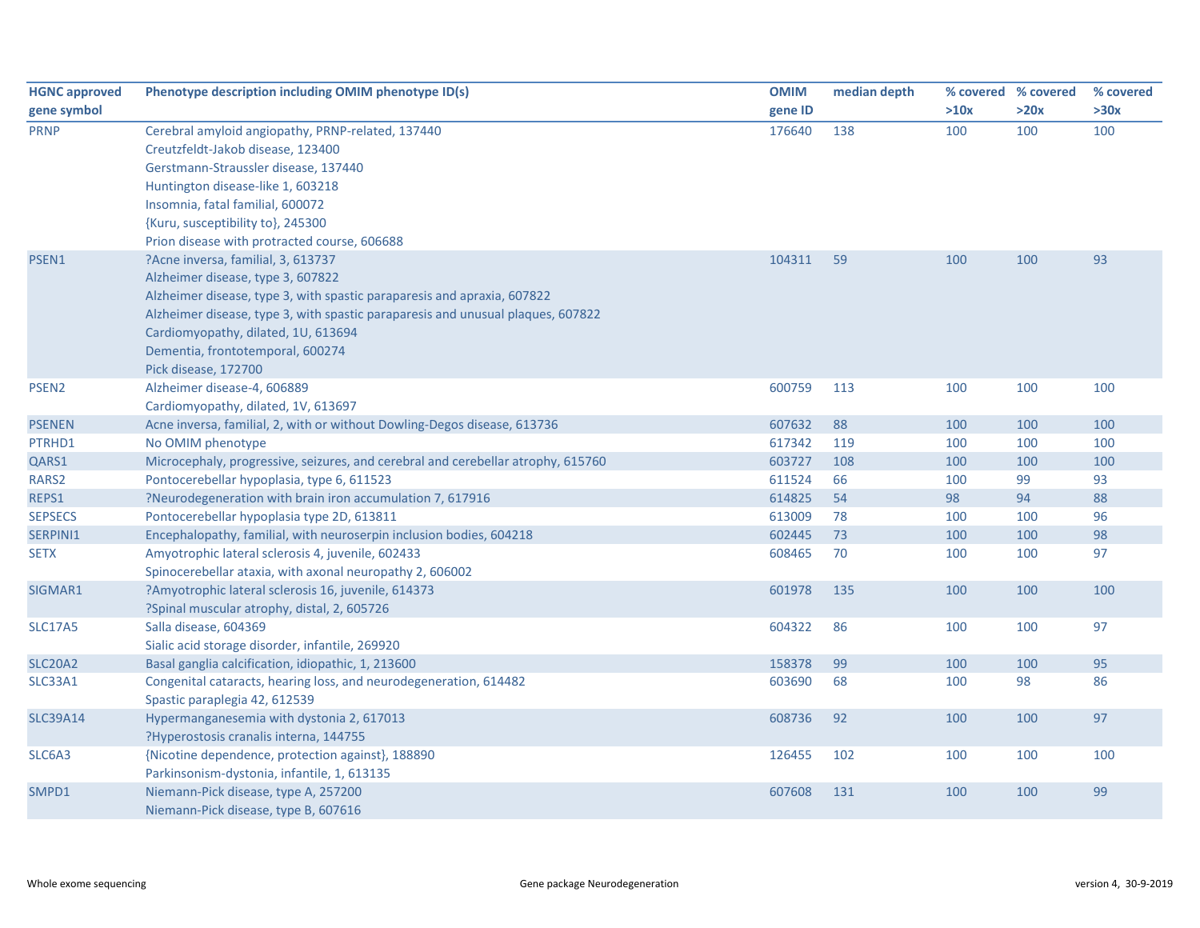| HGNC approved gene symbol | Phenotype description including OMIM phenotype ID(s) | OMIM gene ID | median depth | % covered >10x | % covered >20x | % covered >30x |
|---|---|---|---|---|---|---|
| PRNP | Cerebral amyloid angiopathy, PRNP-related, 137440<br>Creutzfeldt-Jakob disease, 123400<br>Gerstmann-Straussler disease, 137440<br>Huntington disease-like 1, 603218<br>Insomnia, fatal familial, 600072<br>{Kuru, susceptibility to}, 245300<br>Prion disease with protracted course, 606688 | 176640 | 138 | 100 | 100 | 100 |
| PSEN1 | ?Acne inversa, familial, 3, 613737<br>Alzheimer disease, type 3, 607822<br>Alzheimer disease, type 3, with spastic paraparesis and apraxia, 607822<br>Alzheimer disease, type 3, with spastic paraparesis and unusual plaques, 607822<br>Cardiomyopathy, dilated, 1U, 613694<br>Dementia, frontotemporal, 600274<br>Pick disease, 172700 | 104311 | 59 | 100 | 100 | 93 |
| PSEN2 | Alzheimer disease-4, 606889<br>Cardiomyopathy, dilated, 1V, 613697 | 600759 | 113 | 100 | 100 | 100 |
| PSENEN | Acne inversa, familial, 2, with or without Dowling-Degos disease, 613736 | 607632 | 88 | 100 | 100 | 100 |
| PTRHD1 | No OMIM phenotype | 617342 | 119 | 100 | 100 | 100 |
| QARS1 | Microcephaly, progressive, seizures, and cerebral and cerebellar atrophy, 615760 | 603727 | 108 | 100 | 100 | 100 |
| RARS2 | Pontocerebellar hypoplasia, type 6, 611523 | 611524 | 66 | 100 | 99 | 93 |
| REPS1 | ?Neurodegeneration with brain iron accumulation 7, 617916 | 614825 | 54 | 98 | 94 | 88 |
| SEPSECS | Pontocerebellar hypoplasia type 2D, 613811 | 613009 | 78 | 100 | 100 | 96 |
| SERPINI1 | Encephalopathy, familial, with neuroserpin inclusion bodies, 604218 | 602445 | 73 | 100 | 100 | 98 |
| SETX | Amyotrophic lateral sclerosis 4, juvenile, 602433<br>Spinocerebellar ataxia, with axonal neuropathy 2, 606002 | 608465 | 70 | 100 | 100 | 97 |
| SIGMAR1 | ?Amyotrophic lateral sclerosis 16, juvenile, 614373<br>?Spinal muscular atrophy, distal, 2, 605726 | 601978 | 135 | 100 | 100 | 100 |
| SLC17A5 | Salla disease, 604369<br>Sialic acid storage disorder, infantile, 269920 | 604322 | 86 | 100 | 100 | 97 |
| SLC20A2 | Basal ganglia calcification, idiopathic, 1, 213600 | 158378 | 99 | 100 | 100 | 95 |
| SLC33A1 | Congenital cataracts, hearing loss, and neurodegeneration, 614482<br>Spastic paraplegia 42, 612539 | 603690 | 68 | 100 | 98 | 86 |
| SLC39A14 | Hypermanganesemia with dystonia 2, 617013<br>?Hyperostosis cranalis interna, 144755 | 608736 | 92 | 100 | 100 | 97 |
| SLC6A3 | {Nicotine dependence, protection against}, 188890<br>Parkinsonism-dystonia, infantile, 1, 613135 | 126455 | 102 | 100 | 100 | 100 |
| SMPD1 | Niemann-Pick disease, type A, 257200<br>Niemann-Pick disease, type B, 607616 | 607608 | 131 | 100 | 100 | 99 |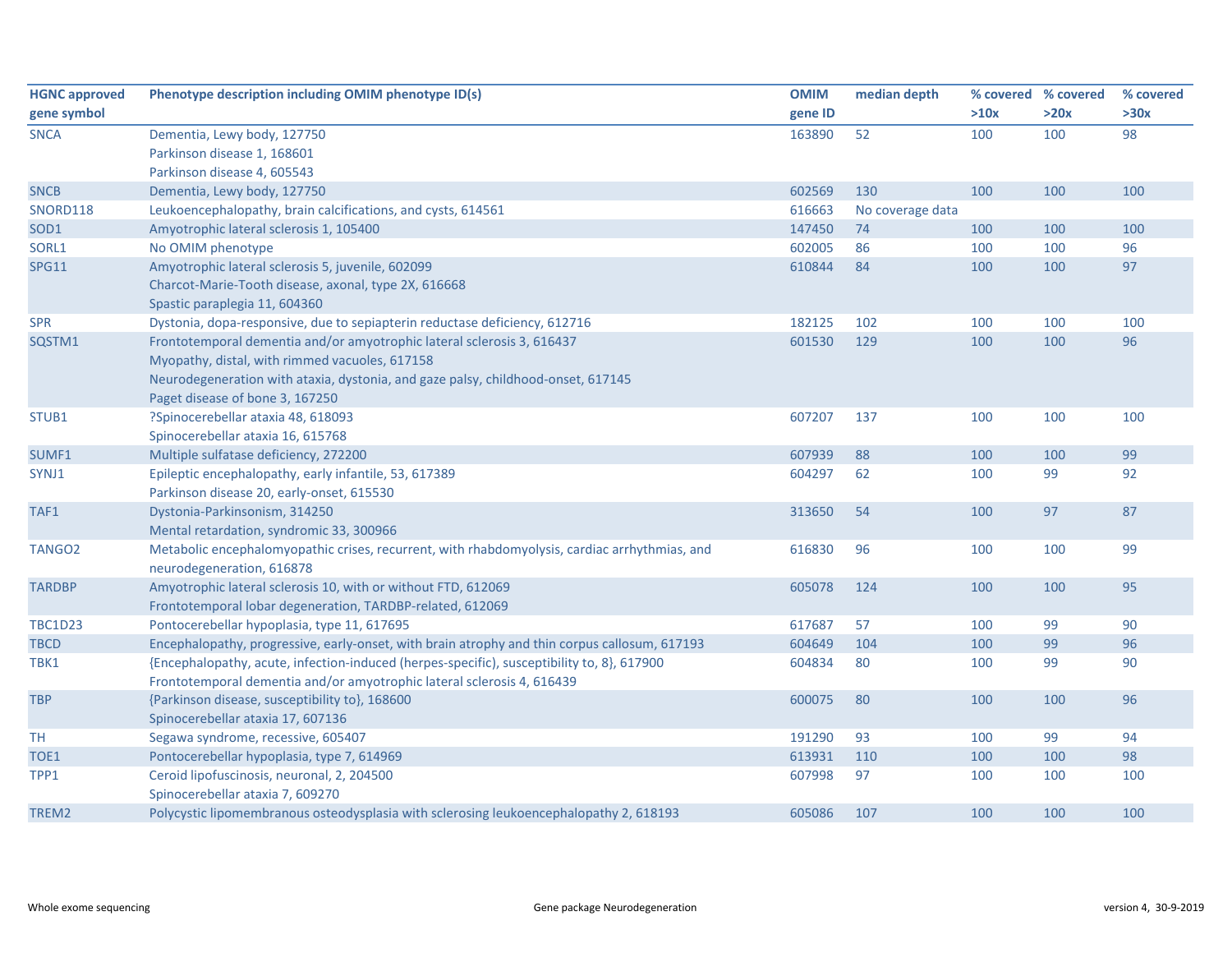| HGNC approved gene symbol | Phenotype description including OMIM phenotype ID(s) | OMIM gene ID | median depth | % covered >10x | % covered >20x | % covered >30x |
|---|---|---|---|---|---|---|
| SNCA | Dementia, Lewy body, 127750<br>Parkinson disease 1, 168601<br>Parkinson disease 4, 605543 | 163890 | 52 | 100 | 100 | 98 |
| SNCB | Dementia, Lewy body, 127750 | 602569 | 130 | 100 | 100 | 100 |
| SNORD118 | Leukoencephalopathy, brain calcifications, and cysts, 614561 | 616663 | No coverage data | | | |
| SOD1 | Amyotrophic lateral sclerosis 1, 105400 | 147450 | 74 | 100 | 100 | 100 |
| SORL1 | No OMIM phenotype | 602005 | 86 | 100 | 100 | 96 |
| SPG11 | Amyotrophic lateral sclerosis 5, juvenile, 602099<br>Charcot-Marie-Tooth disease, axonal, type 2X, 616668<br>Spastic paraplegia 11, 604360 | 610844 | 84 | 100 | 100 | 97 |
| SPR | Dystonia, dopa-responsive, due to sepiapterin reductase deficiency, 612716 | 182125 | 102 | 100 | 100 | 100 |
| SQSTM1 | Frontotemporal dementia and/or amyotrophic lateral sclerosis 3, 616437<br>Myopathy, distal, with rimmed vacuoles, 617158<br>Neurodegeneration with ataxia, dystonia, and gaze palsy, childhood-onset, 617145<br>Paget disease of bone 3, 167250 | 601530 | 129 | 100 | 100 | 96 |
| STUB1 | ?Spinocerebellar ataxia 48, 618093<br>Spinocerebellar ataxia 16, 615768 | 607207 | 137 | 100 | 100 | 100 |
| SUMF1 | Multiple sulfatase deficiency, 272200 | 607939 | 88 | 100 | 100 | 99 |
| SYNJ1 | Epileptic encephalopathy, early infantile, 53, 617389<br>Parkinson disease 20, early-onset, 615530 | 604297 | 62 | 100 | 99 | 92 |
| TAF1 | Dystonia-Parkinsonism, 314250<br>Mental retardation, syndromic 33, 300966 | 313650 | 54 | 100 | 97 | 87 |
| TANGO2 | Metabolic encephalomyopathic crises, recurrent, with rhabdomyolysis, cardiac arrhythmias, and neurodegeneration, 616878 | 616830 | 96 | 100 | 100 | 99 |
| TARDBP | Amyotrophic lateral sclerosis 10, with or without FTD, 612069<br>Frontotemporal lobar degeneration, TARDBP-related, 612069 | 605078 | 124 | 100 | 100 | 95 |
| TBC1D23 | Pontocerebellar hypoplasia, type 11, 617695 | 617687 | 57 | 100 | 99 | 90 |
| TBCD | Encephalopathy, progressive, early-onset, with brain atrophy and thin corpus callosum, 617193 | 604649 | 104 | 100 | 99 | 96 |
| TBK1 | {Encephalopathy, acute, infection-induced (herpes-specific), susceptibility to, 8}, 617900<br>Frontotemporal dementia and/or amyotrophic lateral sclerosis 4, 616439 | 604834 | 80 | 100 | 99 | 90 |
| TBP | {Parkinson disease, susceptibility to}, 168600<br>Spinocerebellar ataxia 17, 607136 | 600075 | 80 | 100 | 100 | 96 |
| TH | Segawa syndrome, recessive, 605407 | 191290 | 93 | 100 | 99 | 94 |
| TOE1 | Pontocerebellar hypoplasia, type 7, 614969 | 613931 | 110 | 100 | 100 | 98 |
| TPP1 | Ceroid lipofuscinosis, neuronal, 2, 204500<br>Spinocerebellar ataxia 7, 609270 | 607998 | 97 | 100 | 100 | 100 |
| TREM2 | Polycystic lipomembranous osteodysplasia with sclerosing leukoencephalopathy 2, 618193 | 605086 | 107 | 100 | 100 | 100 |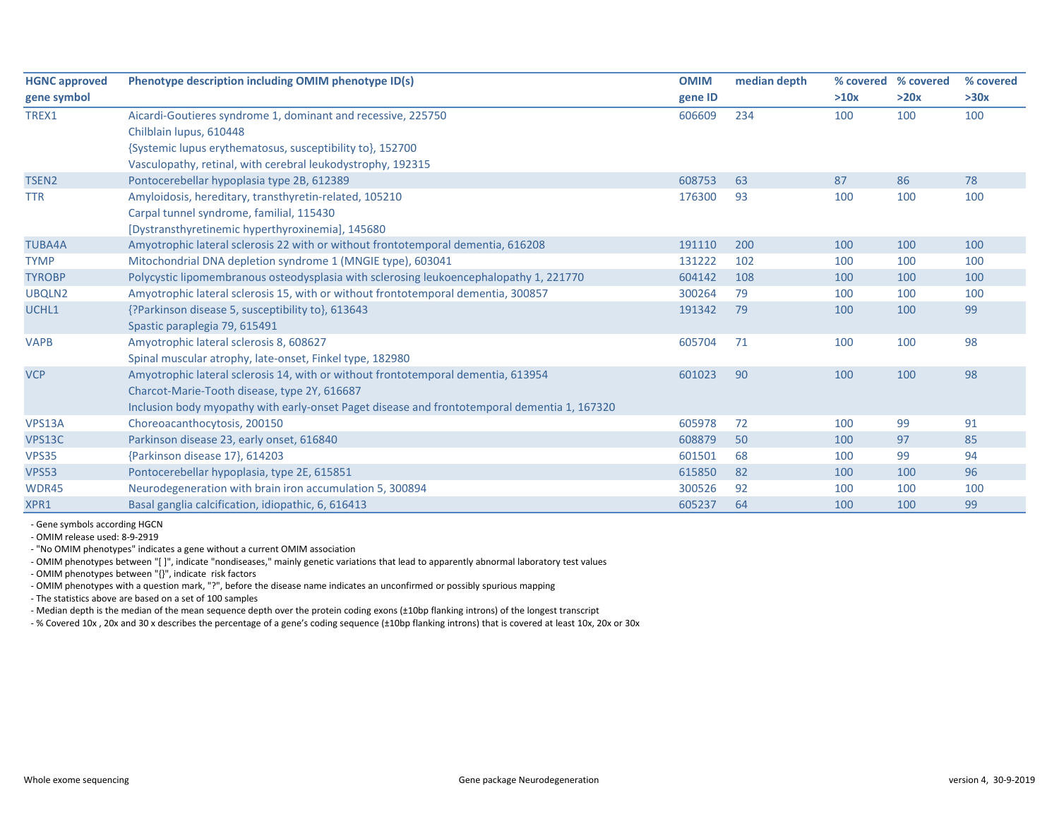| HGNC approved gene symbol | Phenotype description including OMIM phenotype ID(s) | OMIM gene ID | median depth | % covered >10x | % covered >20x | % covered >30x |
|---|---|---|---|---|---|---|
| TREX1 | Aicardi-Goutieres syndrome 1, dominant and recessive, 225750 | 606609 | 234 | 100 | 100 | 100 |
| | Chilblain lupus, 610448 | | | | | |
| | {Systemic lupus erythematosus, susceptibility to}, 152700 | | | | | |
| | Vasculopathy, retinal, with cerebral leukodystrophy, 192315 | | | | | |
| TSEN2 | Pontocerebellar hypoplasia type 2B, 612389 | 608753 | 63 | 87 | 86 | 78 |
| TTR | Amyloidosis, hereditary, transthyretin-related, 105210 | 176300 | 93 | 100 | 100 | 100 |
| | Carpal tunnel syndrome, familial, 115430 | | | | | |
| | [Dystransthyretinemic hyperthyroxinemia], 145680 | | | | | |
| TUBA4A | Amyotrophic lateral sclerosis 22 with or without frontotemporal dementia, 616208 | 191110 | 200 | 100 | 100 | 100 |
| TYMP | Mitochondrial DNA depletion syndrome 1 (MNGIE type), 603041 | 131222 | 102 | 100 | 100 | 100 |
| TYROBP | Polycystic lipomembranous osteodysplasia with sclerosing leukoencephalopathy 1, 221770 | 604142 | 108 | 100 | 100 | 100 |
| UBQLN2 | Amyotrophic lateral sclerosis 15, with or without frontotemporal dementia, 300857 | 300264 | 79 | 100 | 100 | 100 |
| UCHL1 | {?Parkinson disease 5, susceptibility to}, 613643 | 191342 | 79 | 100 | 100 | 99 |
| | Spastic paraplegia 79, 615491 | | | | | |
| VAPB | Amyotrophic lateral sclerosis 8, 608627 | 605704 | 71 | 100 | 100 | 98 |
| | Spinal muscular atrophy, late-onset, Finkel type, 182980 | | | | | |
| VCP | Amyotrophic lateral sclerosis 14, with or without frontotemporal dementia, 613954 | 601023 | 90 | 100 | 100 | 98 |
| | Charcot-Marie-Tooth disease, type 2Y, 616687 | | | | | |
| | Inclusion body myopathy with early-onset Paget disease and frontotemporal dementia 1, 167320 | | | | | |
| VPS13A | Choreoacanthocytosis, 200150 | 605978 | 72 | 100 | 99 | 91 |
| VPS13C | Parkinson disease 23, early onset, 616840 | 608879 | 50 | 100 | 97 | 85 |
| VPS35 | {Parkinson disease 17}, 614203 | 601501 | 68 | 100 | 99 | 94 |
| VPS53 | Pontocerebellar hypoplasia, type 2E, 615851 | 615850 | 82 | 100 | 100 | 96 |
| WDR45 | Neurodegeneration with brain iron accumulation 5, 300894 | 300526 | 92 | 100 | 100 | 100 |
| XPR1 | Basal ganglia calcification, idiopathic, 6, 616413 | 605237 | 64 | 100 | 100 | 99 |

- Gene symbols according HGCN
- OMIM release used: 8-9-2919
- "No OMIM phenotypes" indicates a gene without a current OMIM association
- OMIM phenotypes between "[ ]", indicate "nondiseases," mainly genetic variations that lead to apparently abnormal laboratory test values
- OMIM phenotypes between "{}", indicate risk factors
- OMIM phenotypes with a question mark, "?", before the disease name indicates an unconfirmed or possibly spurious mapping
- The statistics above are based on a set of 100 samples
- Median depth is the median of the mean sequence depth over the protein coding exons (±10bp flanking introns) of the longest transcript
- % Covered 10x , 20x and 30 x describes the percentage of a gene's coding sequence (±10bp flanking introns) that is covered at least 10x, 20x or 30x